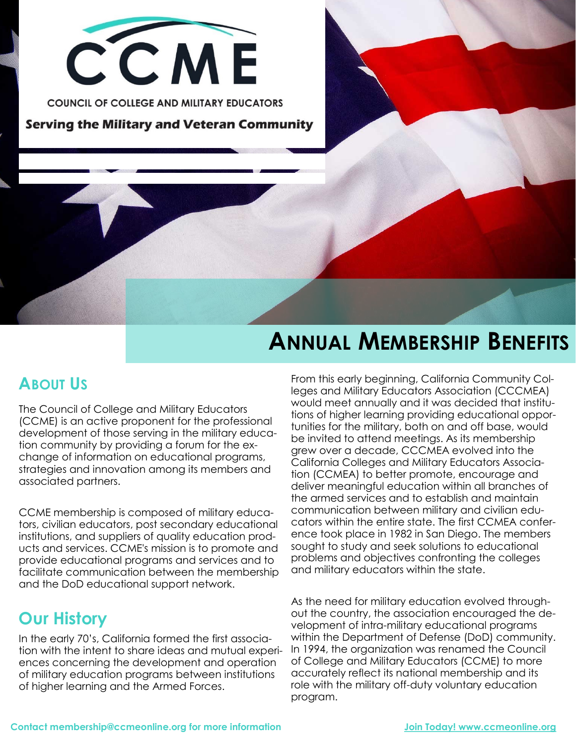# CCME

COUNCIL OF COLLEGE AND MILITARY EDUCATORS

**Serving the Military and Veteran Community**

# Annual Membership Benefits

## About Us

The Council of College and Military Educators (CCME) is an active proponent for the professional development of those serving in the military education community by providing a forum for the exchange of information on educational programs, strategies and innovation among its members and associated partners.

CCME membership is composed of military educators, civilian educators, post secondary educational institutions, and suppliers of quality education products and services. CCME's mission is to promote and provide educational programs and services and to facilitate communication between the membership and the DoD educational support network.

## Our History

In the early 70's, California formed the first association with the intent to share ideas and mutual experiences concerning the development and operation of military education programs between institutions of higher learning and the Armed Forces.

From this early beginning, California Community Colleges and Military Educators Association (CCCMEA) would meet annually and it was decided that institutions of higher learning providing educational opportunities for the military, both on and off base, would be invited to attend meetings. As its membership grew over a decade, CCCMEA evolved into the California Colleges and Military Educators Association (CCMEA) to better promote, encourage and deliver meaningful education within all branches of the armed services and to establish and maintain communication between military and civilian educators within the entire state. The first CCMEA conference took place in 1982 in San Diego. The members sought to study and seek solutions to educational problems and objectives confronting the colleges and military educators within the state.

As the need for military education evolved throughout the country, the association encouraged the development of intra-military educational programs within the Department of Defense (DoD) community. In 1994, the organization was renamed the Council of College and Military Educators (CCME) to more accurately reflect its national membership and its role with the military off-duty voluntary education program.

**Contact membership@ccmeonline.org for more information**

**Join Today! www.ccmeonline.org**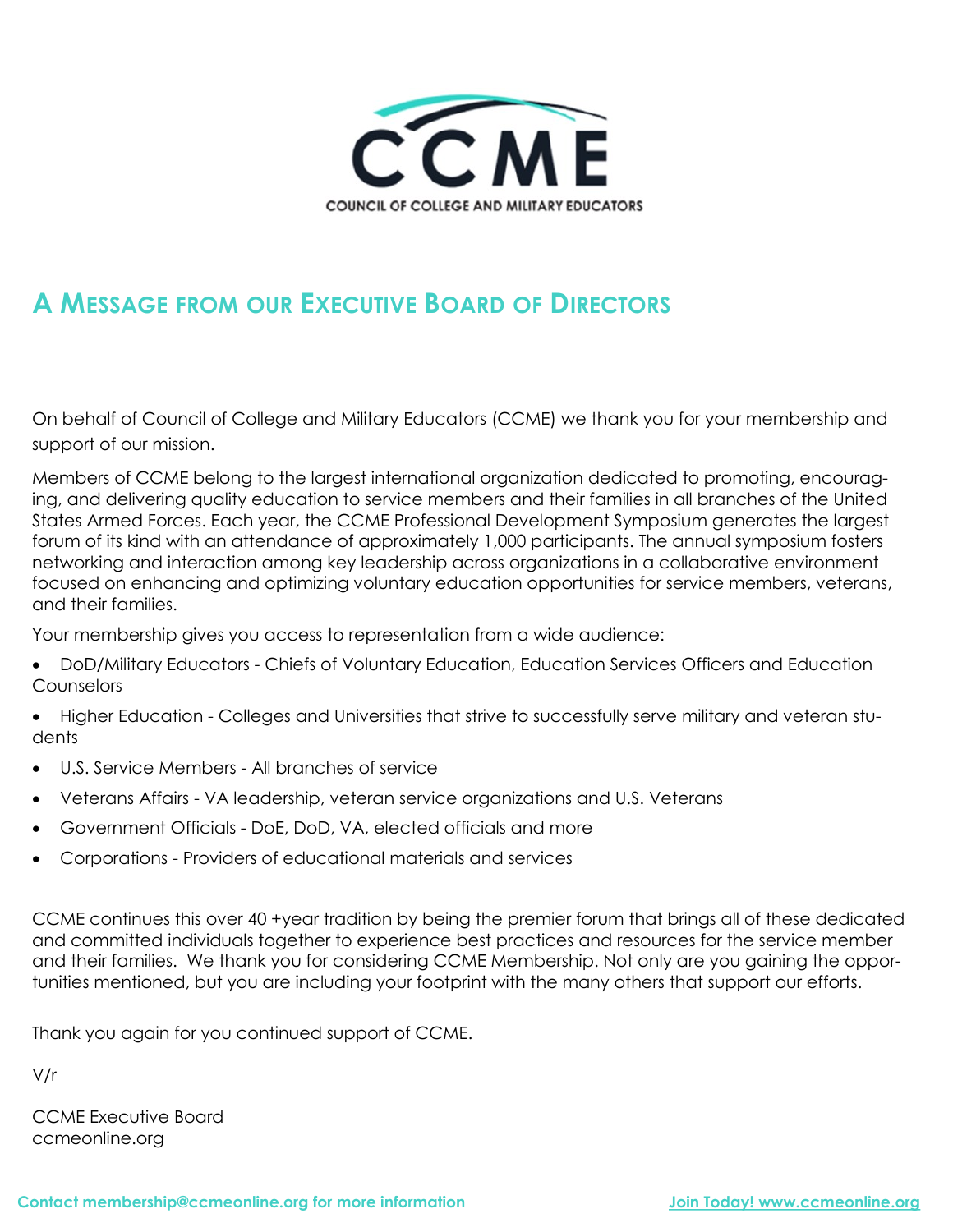CCME

COUNCIL OF COLLEGE AND MILITARY EDUCATORS

## A Message from our Executive Board of Directors

On behalf of Council of College and Military Educators (CCME) we thank you for your membership and support of our mission.

Members of CCME belong to the largest international organization dedicated to promoting, encouraging, and delivering quality education to service members and their families in all branches of the United States Armed Forces. Each year, the CCME Professional Development Symposium generates the largest forum of its kind with an attendance of approximately 1,000 participants. The annual symposium fosters networking and interaction among key leadership across organizations in a collaborative environment focused on enhancing and optimizing voluntary education opportunities for service members, veterans, and their families.

Your membership gives you access to representation from a wide audience:

- DoD/Military Educators - Chiefs of Voluntary Education, Education Services Officers and Education Counselors
- Higher Education - Colleges and Universities that strive to successfully serve military and veteran students
- U.S. Service Members - All branches of service
- Veterans Affairs - VA leadership, veteran service organizations and U.S. Veterans
- Government Officials - DoE, DoD, VA, elected officials and more
- Corporations - Providers of educational materials and services

CCME continues this over 40 +year tradition by being the premier forum that brings all of these dedicated and committed individuals together to experience best practices and resources for the service member and their families. We thank you for considering CCME Membership. Not only are you gaining the opportunities mentioned, but you are including your footprint with the many others that support our efforts.

Thank you again for you continued support of CCME.

V/r

CCME Executive Board
ccmeonline.org

**Contact membership@ccmeonline.org for more information**

**Join Today! www.ccmeonline.org**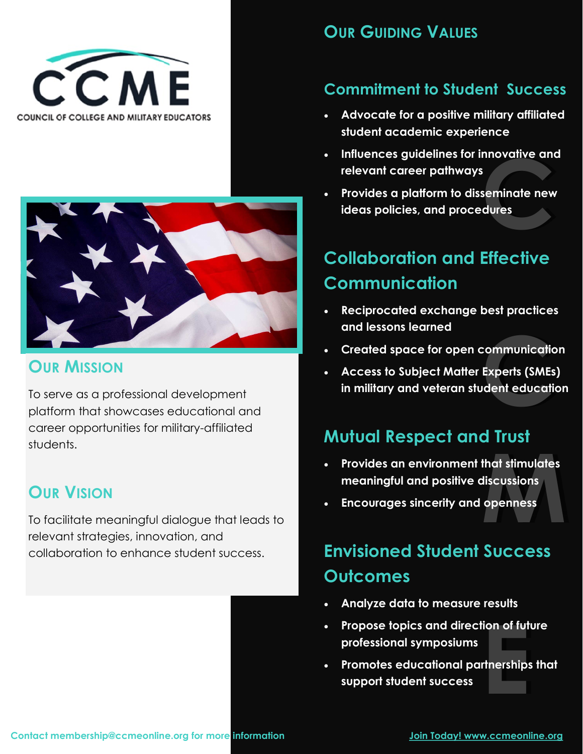# CCME

COUNCIL OF COLLEGE AND MILITARY EDUCATORS

## Our Mission

To serve as a professional development platform that showcases educational and career opportunities for military-affiliated students.

## Our Vision

To facilitate meaningful dialogue that leads to relevant strategies, innovation, and collaboration to enhance student success.

## Our Guiding Values

### Commitment to Student Success

- Advocate for a positive military affiliated student academic experience
- Influences guidelines for innovative and relevant career pathways
- Provides a platform to disseminate new ideas policies, and procedures

### Collaboration and Effective Communication

- Reciprocated exchange best practices and lessons learned
- Created space for open communication
- Access to Subject Matter Experts (SMEs) in military and veteran student education

### Mutual Respect and Trust

- Provides an environment that stimulates meaningful and positive discussions
- Encourages sincerity and openness

### Envisioned Student Success Outcomes

- Analyze data to measure results
- Propose topics and direction of future professional symposiums
- Promotes educational partnerships that support student success

Contact membership@ccmeonline.org for more information

Join Today! www.ccmeonline.org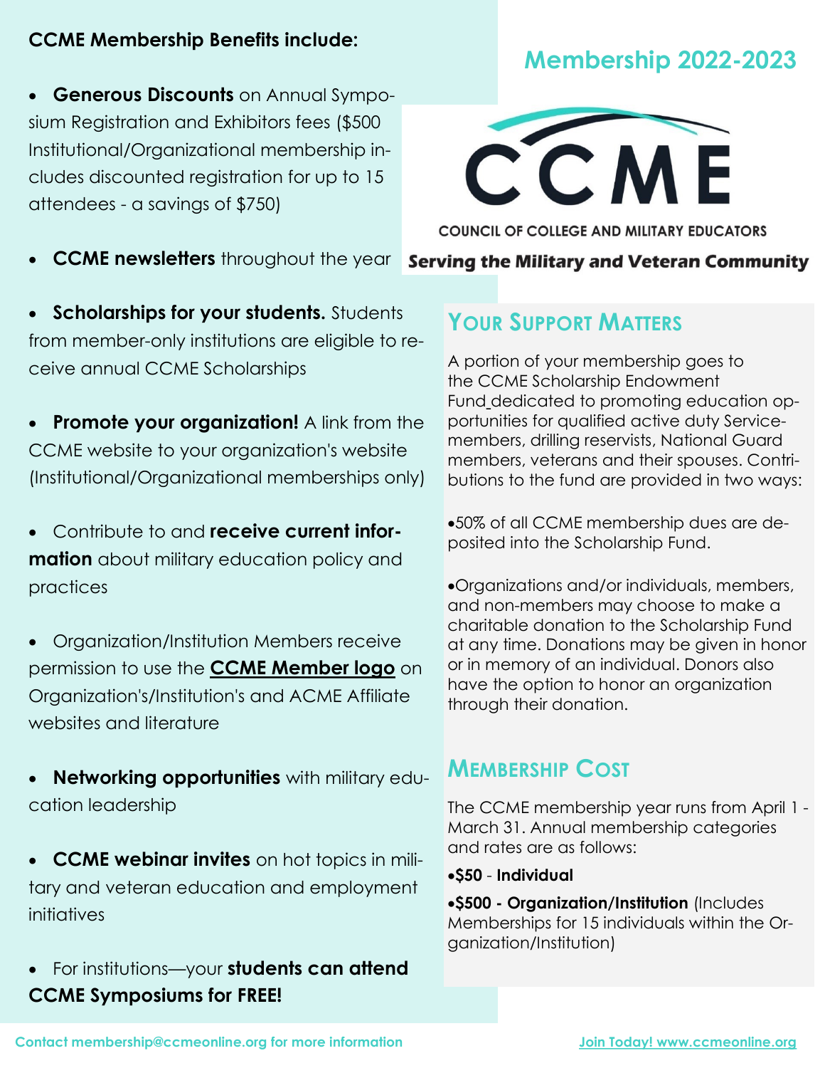# Membership 2022-2023

CCME

COUNCIL OF COLLEGE AND MILITARY EDUCATORS

**Serving the Military and Veteran Community**

**CCME Membership Benefits include:**

- **Generous Discounts** on Annual Symposium Registration and Exhibitors fees ($500 Institutional/Organizational membership includes discounted registration for up to 15 attendees - a savings of $750)
- **CCME newsletters** throughout the year
- **Scholarships for your students.** Students from member-only institutions are eligible to receive annual CCME Scholarships
- **Promote your organization!** A link from the CCME website to your organization's website (Institutional/Organizational memberships only)
- Contribute to and **receive current information** about military education policy and practices
- Organization/Institution Members receive permission to use the **CCME Member logo** on Organization's/Institution's and ACME Affiliate websites and literature
- **Networking opportunities** with military education leadership
- **CCME webinar invites** on hot topics in military and veteran education and employment initiatives
- For institutions—your **students can attend CCME Symposiums for FREE!**

## Your Support Matters

A portion of your membership goes to the CCME Scholarship Endowment Fund dedicated to promoting education opportunities for qualified active duty Servicemembers, drilling reservists, National Guard members, veterans and their spouses. Contributions to the fund are provided in two ways:

- 50% of all CCME membership dues are deposited into the Scholarship Fund.
- Organizations and/or individuals, members, and non-members may choose to make a charitable donation to the Scholarship Fund at any time. Donations may be given in honor or in memory of an individual. Donors also have the option to honor an organization through their donation.

## Membership Cost

The CCME membership year runs from April 1 - March 31. Annual membership categories and rates are as follows:

- **$50** - **Individual**
- **$500 - Organization/Institution** (Includes Memberships for 15 individuals within the Organization/Institution)

**Contact membership@ccmeonline.org for more information**

**Join Today! www.ccmeonline.org**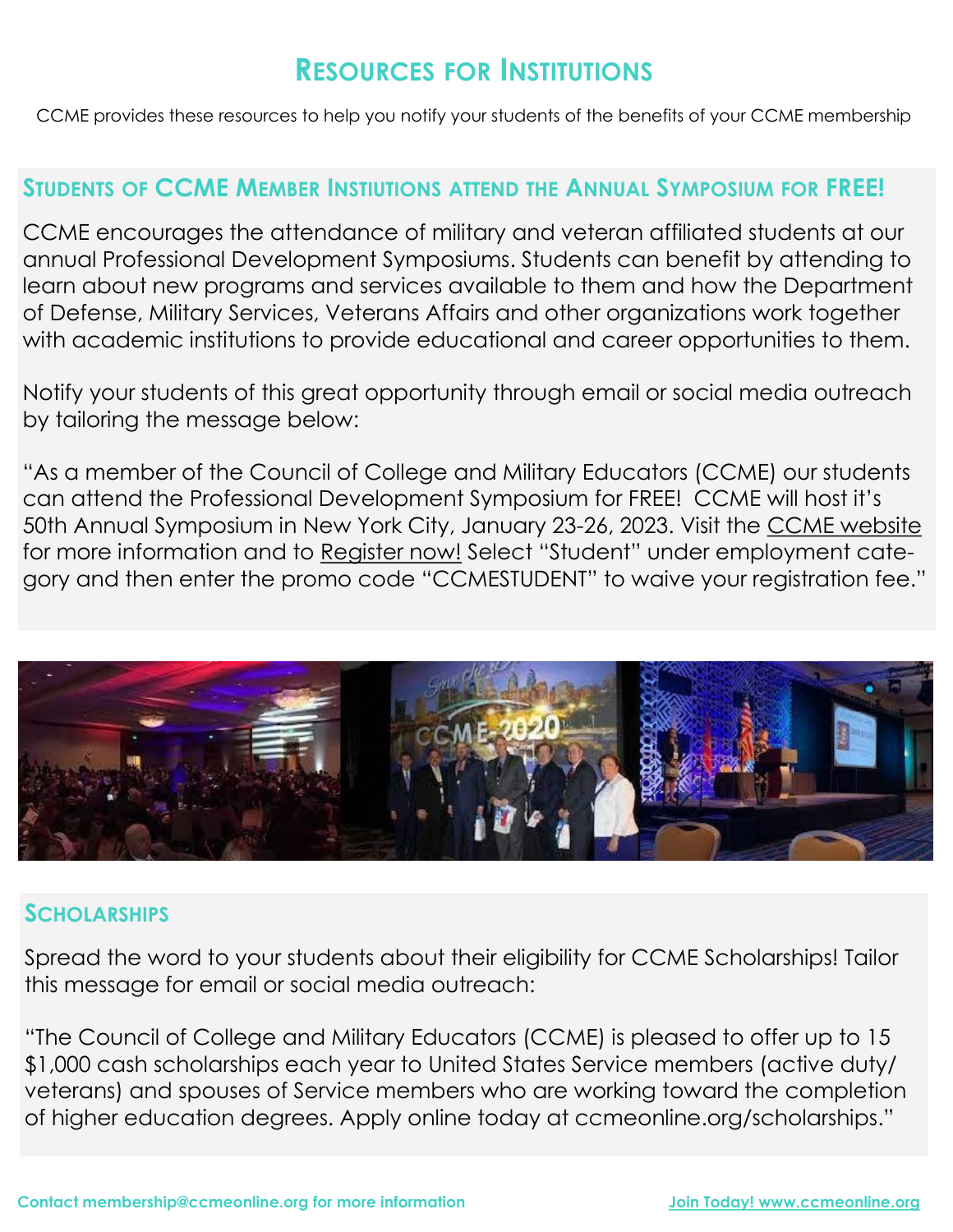# Resources for Institutions

CCME provides these resources to help you notify your students of the benefits of your CCME membership

## Students of CCME Member Instiutions attend the Annual Symposium for FREE!

CCME encourages the attendance of military and veteran affiliated students at our annual Professional Development Symposiums. Students can benefit by attending to learn about new programs and services available to them and how the Department of Defense, Military Services, Veterans Affairs and other organizations work together with academic institutions to provide educational and career opportunities to them.

Notify your students of this great opportunity through email or social media outreach by tailoring the message below:

"As a member of the Council of College and Military Educators (CCME) our students can attend the Professional Development Symposium for FREE! CCME will host it's 50th Annual Symposium in New York City, January 23-26, 2023. Visit the CCME website for more information and to Register now! Select "Student" under employment category and then enter the promo code "CCMESTUDENT" to waive your registration fee."

## Scholarships

Spread the word to your students about their eligibility for CCME Scholarships! Tailor this message for email or social media outreach:

"The Council of College and Military Educators (CCME) is pleased to offer up to 15 $1,000 cash scholarships each year to United States Service members (active duty/ veterans) and spouses of Service members who are working toward the completion of higher education degrees. Apply online today at ccmeonline.org/scholarships."

**Contact membership@ccmeonline.org for more information**

**Join Today! www.ccmeonline.org**